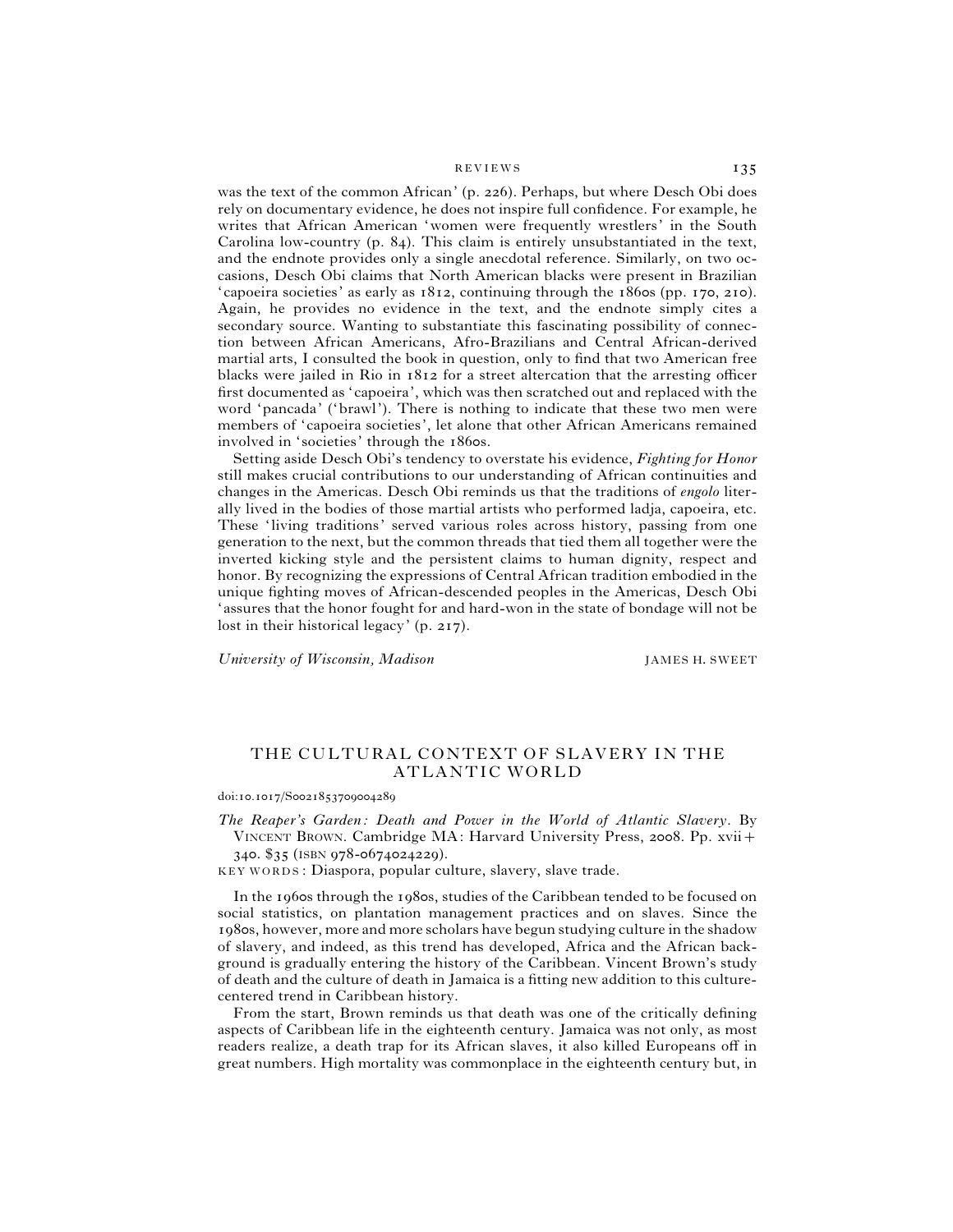was the text of the common African' (p. 226). Perhaps, but where Desch Obi does rely on documentary evidence, he does not inspire full confidence. For example, he writes that African American 'women were frequently wrestlers' in the South Carolina low-country (p. 84). This claim is entirely unsubstantiated in the text, and the endnote provides only a single anecdotal reference. Similarly, on two occasions, Desch Obi claims that North American blacks were present in Brazilian 'capoeira societies' as early as 1812, continuing through the 1860s (pp. 170, 210). Again, he provides no evidence in the text, and the endnote simply cites a secondary source. Wanting to substantiate this fascinating possibility of connection between African Americans, Afro-Brazilians and Central African-derived martial arts, I consulted the book in question, only to find that two American free blacks were jailed in Rio in 1812 for a street altercation that the arresting officer first documented as 'capoeira', which was then scratched out and replaced with the word 'pancada' ('brawl'). There is nothing to indicate that these two men were members of 'capoeira societies', let alone that other African Americans remained involved in 'societies' through the 1860s.

Setting aside Desch Obi's tendency to overstate his evidence, *Fighting for Honor* still makes crucial contributions to our understanding of African continuities and changes in the Americas. Desch Obi reminds us that the traditions of *engolo* literally lived in the bodies of those martial artists who performed ladja, capoeira, etc. These 'living traditions' served various roles across history, passing from one generation to the next, but the common threads that tied them all together were the inverted kicking style and the persistent claims to human dignity, respect and honor. By recognizing the expressions of Central African tradition embodied in the unique fighting moves of African-descended peoples in the Americas, Desch Obi 'assures that the honor fought for and hard-won in the state of bondage will not be lost in their historical legacy' (p. 217).

*University of Wisconsin, Madison* — JAMES H. SWEET

## THE CULTURAL CONTEXT OF SLAVERY IN THE ATLANTIC WORLD

doi:10.1017/S0021853709004289

*The Reaper's Garden: Death and Power in the World of Atlantic Slavery*. By VINCENT BROWN. Cambridge MA: Harvard University Press, 2008. Pp. xvii + 340. $35 (ISBN 978-0674024229).

KEY WORDS: Diaspora, popular culture, slavery, slave trade.

In the 1960s through the 1980s, studies of the Caribbean tended to be focused on social statistics, on plantation management practices and on slaves. Since the 1980s, however, more and more scholars have begun studying culture in the shadow of slavery, and indeed, as this trend has developed, Africa and the African background is gradually entering the history of the Caribbean. Vincent Brown's study of death and the culture of death in Jamaica is a fitting new addition to this culture-centered trend in Caribbean history.

From the start, Brown reminds us that death was one of the critically defining aspects of Caribbean life in the eighteenth century. Jamaica was not only, as most readers realize, a death trap for its African slaves, it also killed Europeans off in great numbers. High mortality was commonplace in the eighteenth century but, in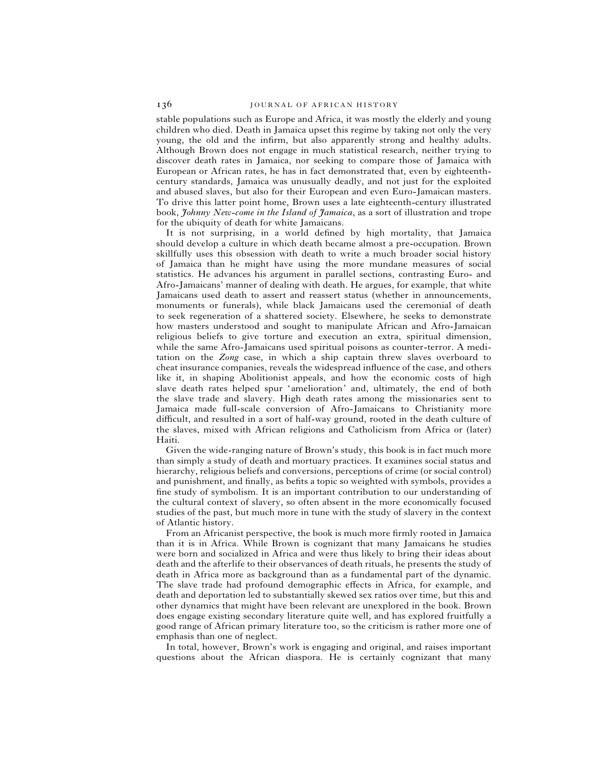stable populations such as Europe and Africa, it was mostly the elderly and young children who died. Death in Jamaica upset this regime by taking not only the very young, the old and the infirm, but also apparently strong and healthy adults. Although Brown does not engage in much statistical research, neither trying to discover death rates in Jamaica, nor seeking to compare those of Jamaica with European or African rates, he has in fact demonstrated that, even by eighteenth-century standards, Jamaica was unusually deadly, and not just for the exploited and abused slaves, but also for their European and even Euro-Jamaican masters. To drive this latter point home, Brown uses a late eighteenth-century illustrated book, *Johnny New-come in the Island of Jamaica*, as a sort of illustration and trope for the ubiquity of death for white Jamaicans.

It is not surprising, in a world defined by high mortality, that Jamaica should develop a culture in which death became almost a pre-occupation. Brown skillfully uses this obsession with death to write a much broader social history of Jamaica than he might have using the more mundane measures of social statistics. He advances his argument in parallel sections, contrasting Euro- and Afro-Jamaicans' manner of dealing with death. He argues, for example, that white Jamaicans used death to assert and reassert status (whether in announcements, monuments or funerals), while black Jamaicans used the ceremonial of death to seek regeneration of a shattered society. Elsewhere, he seeks to demonstrate how masters understood and sought to manipulate African and Afro-Jamaican religious beliefs to give torture and execution an extra, spiritual dimension, while the same Afro-Jamaicans used spiritual poisons as counter-terror. A meditation on the *Zong* case, in which a ship captain threw slaves overboard to cheat insurance companies, reveals the widespread influence of the case, and others like it, in shaping Abolitionist appeals, and how the economic costs of high slave death rates helped spur 'amelioration' and, ultimately, the end of both the slave trade and slavery. High death rates among the missionaries sent to Jamaica made full-scale conversion of Afro-Jamaicans to Christianity more difficult, and resulted in a sort of half-way ground, rooted in the death culture of the slaves, mixed with African religions and Catholicism from Africa or (later) Haiti.

Given the wide-ranging nature of Brown's study, this book is in fact much more than simply a study of death and mortuary practices. It examines social status and hierarchy, religious beliefs and conversions, perceptions of crime (or social control) and punishment, and finally, as befits a topic so weighted with symbols, provides a fine study of symbolism. It is an important contribution to our understanding of the cultural context of slavery, so often absent in the more economically focused studies of the past, but much more in tune with the study of slavery in the context of Atlantic history.

From an Africanist perspective, the book is much more firmly rooted in Jamaica than it is in Africa. While Brown is cognizant that many Jamaicans he studies were born and socialized in Africa and were thus likely to bring their ideas about death and the afterlife to their observances of death rituals, he presents the study of death in Africa more as background than as a fundamental part of the dynamic. The slave trade had profound demographic effects in Africa, for example, and death and deportation led to substantially skewed sex ratios over time, but this and other dynamics that might have been relevant are unexplored in the book. Brown does engage existing secondary literature quite well, and has explored fruitfully a good range of African primary literature too, so the criticism is rather more one of emphasis than one of neglect.

In total, however, Brown's work is engaging and original, and raises important questions about the African diaspora. He is certainly cognizant that many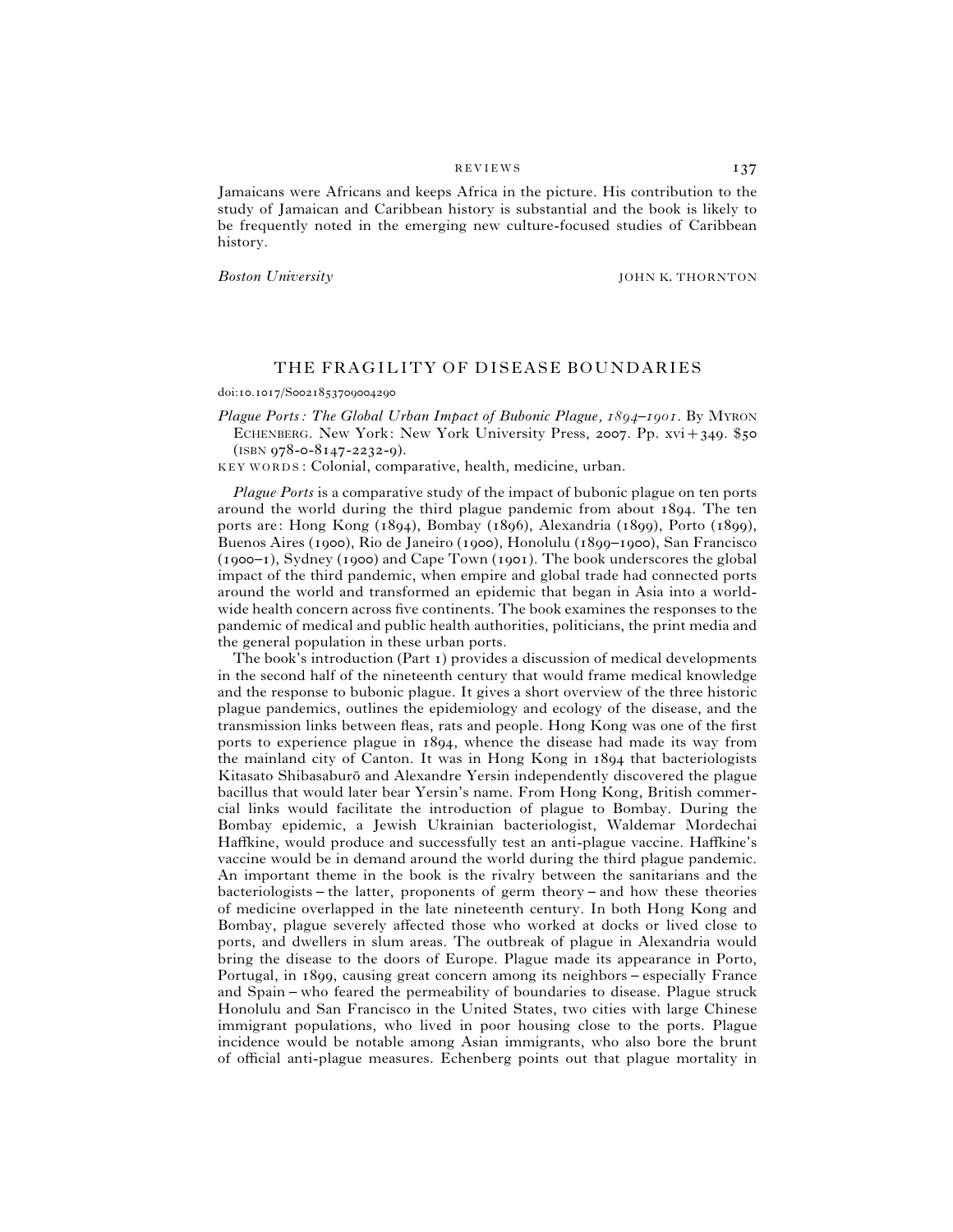Jamaicans were Africans and keeps Africa in the picture. His contribution to the study of Jamaican and Caribbean history is substantial and the book is likely to be frequently noted in the emerging new culture-focused studies of Caribbean history.

*Boston University* JOHN K. THORNTON

## THE FRAGILITY OF DISEASE BOUNDARIES

doi:10.1017/S0021853709004290

*Plague Ports: The Global Urban Impact of Bubonic Plague, 1894–1901*. By MYRON ECHENBERG. New York: New York University Press, 2007. Pp. xvi+349. $50 (ISBN 978-0-8147-2232-9).

KEY WORDS: Colonial, comparative, health, medicine, urban.

*Plague Ports* is a comparative study of the impact of bubonic plague on ten ports around the world during the third plague pandemic from about 1894. The ten ports are: Hong Kong (1894), Bombay (1896), Alexandria (1899), Porto (1899), Buenos Aires (1900), Rio de Janeiro (1900), Honolulu (1899–1900), San Francisco (1900–1), Sydney (1900) and Cape Town (1901). The book underscores the global impact of the third pandemic, when empire and global trade had connected ports around the world and transformed an epidemic that began in Asia into a worldwide health concern across five continents. The book examines the responses to the pandemic of medical and public health authorities, politicians, the print media and the general population in these urban ports.

The book's introduction (Part 1) provides a discussion of medical developments in the second half of the nineteenth century that would frame medical knowledge and the response to bubonic plague. It gives a short overview of the three historic plague pandemics, outlines the epidemiology and ecology of the disease, and the transmission links between fleas, rats and people. Hong Kong was one of the first ports to experience plague in 1894, whence the disease had made its way from the mainland city of Canton. It was in Hong Kong in 1894 that bacteriologists Kitasato Shibasaburō and Alexandre Yersin independently discovered the plague bacillus that would later bear Yersin's name. From Hong Kong, British commercial links would facilitate the introduction of plague to Bombay. During the Bombay epidemic, a Jewish Ukrainian bacteriologist, Waldemar Mordechai Haffkine, would produce and successfully test an anti-plague vaccine. Haffkine's vaccine would be in demand around the world during the third plague pandemic. An important theme in the book is the rivalry between the sanitarians and the bacteriologists – the latter, proponents of germ theory – and how these theories of medicine overlapped in the late nineteenth century. In both Hong Kong and Bombay, plague severely affected those who worked at docks or lived close to ports, and dwellers in slum areas. The outbreak of plague in Alexandria would bring the disease to the doors of Europe. Plague made its appearance in Porto, Portugal, in 1899, causing great concern among its neighbors – especially France and Spain – who feared the permeability of boundaries to disease. Plague struck Honolulu and San Francisco in the United States, two cities with large Chinese immigrant populations, who lived in poor housing close to the ports. Plague incidence would be notable among Asian immigrants, who also bore the brunt of official anti-plague measures. Echenberg points out that plague mortality in